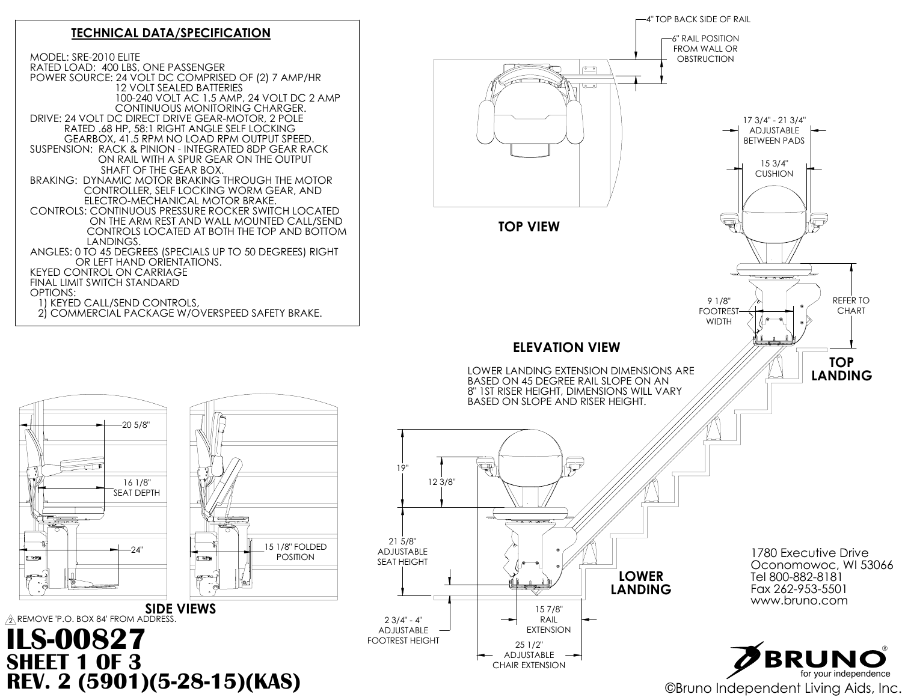## TECHNICAL DATA/SPECIFICATION

MODEL: SRE-2010 ELITE
RATED LOAD: 400 LBS, ONE PASSENGER
POWER SOURCE: 24 VOLT DC COMPRISED OF (2) 7 AMP/HR 12 VOLT SEALED BATTERIES 100-240 VOLT AC 1.5 AMP, 24 VOLT DC 2 AMP CONTINUOUS MONITORING CHARGER.
DRIVE: 24 VOLT DC DIRECT DRIVE GEAR-MOTOR, 2 POLE RATED .68 HP, 58:1 RIGHT ANGLE SELF LOCKING GEARBOX, 41.5 RPM NO LOAD RPM OUTPUT SPEED.
SUSPENSION: RACK & PINION - INTEGRATED 8DP GEAR RACK ON RAIL WITH A SPUR GEAR ON THE OUTPUT SHAFT OF THE GEAR BOX.
BRAKING: DYNAMIC MOTOR BRAKING THROUGH THE MOTOR CONTROLLER, SELF LOCKING WORM GEAR, AND ELECTRO-MECHANICAL MOTOR BRAKE.
CONTROLS: CONTINUOUS PRESSURE ROCKER SWITCH LOCATED ON THE ARM REST AND WALL MOUNTED CALL/SEND CONTROLS LOCATED AT BOTH THE TOP AND BOTTOM LANDINGS.
ANGLES: 0 TO 45 DEGREES (SPECIALS UP TO 50 DEGREES) RIGHT OR LEFT HAND ORIENTATIONS.
KEYED CONTROL ON CARRIAGE
FINAL LIMIT SWITCH STANDARD
OPTIONS:
1) KEYED CALL/SEND CONTROLS,
2) COMMERCIAL PACKAGE W/OVERSPEED SAFETY BRAKE.

### TOP VIEW

4" TOP BACK SIDE OF RAIL
6" RAIL POSITION FROM WALL OR OBSTRUCTION

### ELEVATION VIEW

17 3/4" - 21 3/4" ADJUSTABLE BETWEEN PADS
15 3/4" CUSHION
9 1/8" FOOTREST WIDTH
REFER TO CHART
TOP LANDING

LOWER LANDING EXTENSION DIMENSIONS ARE BASED ON 45 DEGREE RAIL SLOPE ON AN 8" 1ST RISER HEIGHT, DIMENSIONS WILL VARY BASED ON SLOPE AND RISER HEIGHT.

19"
12 3/8"
21 5/8" ADJUSTABLE SEAT HEIGHT
2 3/4" - 4" ADJUSTABLE FOOTREST HEIGHT
15 7/8" RAIL EXTENSION
25 1/2" ADJUSTABLE CHAIR EXTENSION
LOWER LANDING

### SIDE VIEWS

20 5/8"
16 1/8" SEAT DEPTH
24"
15 1/8" FOLDED POSITION

2 REMOVE 'P.O. BOX 84' FROM ADDRESS.

1780 Executive Drive
Oconomowoc, WI 53066
Tel 800-882-8181
Fax 262-953-5501
www.bruno.com

BRUNO® for your independence

# ILS-00827
## SHEET 1 OF 3
## REV. 2 (5901)(5-28-15)(KAS)

©Bruno Independent Living Aids, Inc.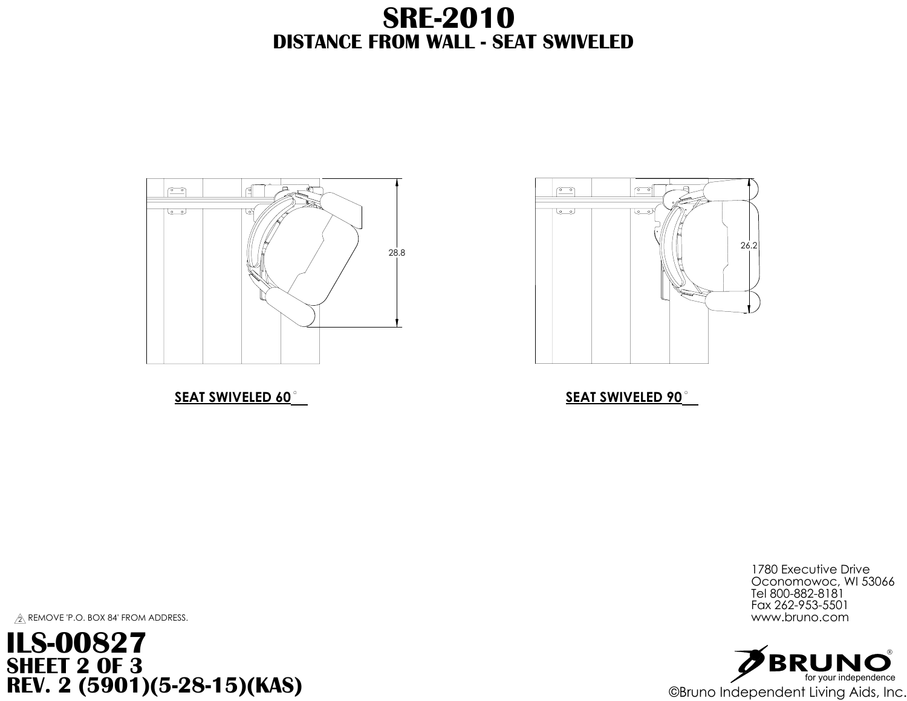# SRE-2010

## DISTANCE FROM WALL - SEAT SWIVELED

28.8

**SEAT SWIVELED 60°**

26.2

**SEAT SWIVELED 90°**

2 REMOVE 'P.O. BOX 84' FROM ADDRESS.

# ILS-00827

**SHEET 2 OF 3**

**REV. 2 (5901)(5-28-15)(KAS)**

1780 Executive Drive
Oconomowoc, WI 53066
Tel 800-882-8181
Fax 262-953-5501
www.bruno.com

BRUNO® for your independence

©Bruno Independent Living Aids, Inc.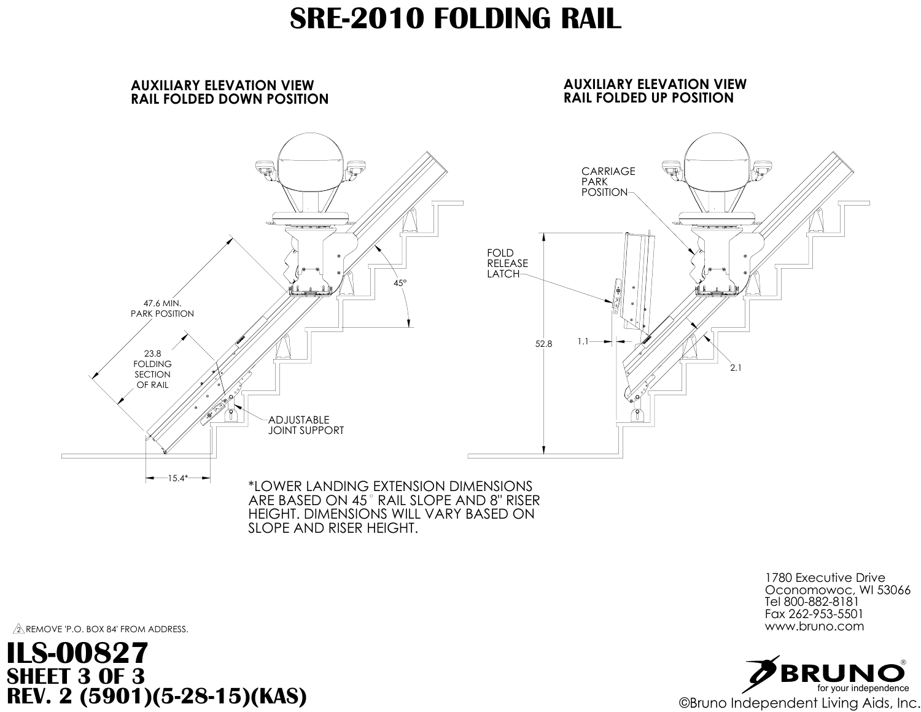# SRE-2010 FOLDING RAIL

**AUXILIARY ELEVATION VIEW**
**RAIL FOLDED DOWN POSITION**

47.6 MIN.
PARK POSITION

23.8
FOLDING
SECTION
OF RAIL

45°

ADJUSTABLE
JOINT SUPPORT

15.4*

**AUXILIARY ELEVATION VIEW**
**RAIL FOLDED UP POSITION**

CARRIAGE
PARK
POSITION

FOLD
RELEASE
LATCH

52.8

1.1

2.1

*LOWER LANDING EXTENSION DIMENSIONS ARE BASED ON 45° RAIL SLOPE AND 8" RISER HEIGHT. DIMENSIONS WILL VARY BASED ON SLOPE AND RISER HEIGHT.

2 REMOVE 'P.O. BOX 84' FROM ADDRESS.

**ILS-00827**
**SHEET 3 OF 3**
**REV. 2 (5901)(5-28-15)(KAS)**

1780 Executive Drive
Oconomowoc, WI 53066
Tel 800-882-8181
Fax 262-953-5501
www.bruno.com

BRUNO®
for your independence
©Bruno Independent Living Aids, Inc.